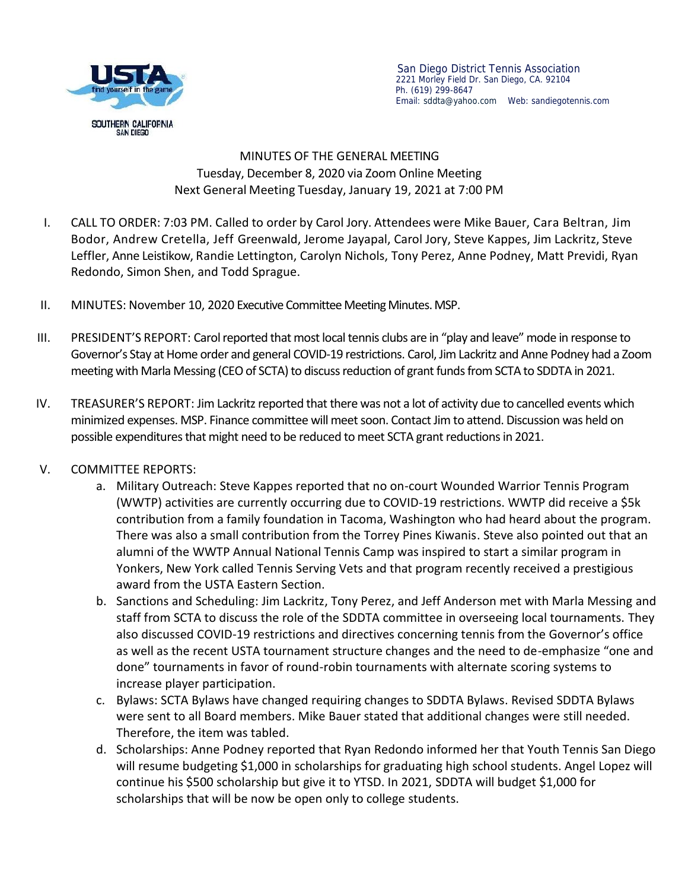San Diego District Tennis Association
2221 Morley Field Dr. San Diego, CA. 92104
Ph. (619) 299-8647
Email: sddta@yahoo.com Web: sandiegotennis.com

# MINUTES OF THE GENERAL MEETING

Tuesday, December 8, 2020 via Zoom Online Meeting
Next General Meeting Tuesday, January 19, 2021 at 7:00 PM

I. CALL TO ORDER: 7:03 PM. Called to order by Carol Jory. Attendees were Mike Bauer, Cara Beltran, Jim Bodor, Andrew Cretella, Jeff Greenwald, Jerome Jayapal, Carol Jory, Steve Kappes, Jim Lackritz, Steve Leffler, Anne Leistikow, Randie Lettington, Carolyn Nichols, Tony Perez, Anne Podney, Matt Previdi, Ryan Redondo, Simon Shen, and Todd Sprague.

II. MINUTES: November 10, 2020 Executive Committee Meeting Minutes. MSP.

III. PRESIDENT'S REPORT: Carol reported that most local tennis clubs are in "play and leave" mode in response to Governor's Stay at Home order and general COVID-19 restrictions. Carol, Jim Lackritz and Anne Podney had a Zoom meeting with Marla Messing (CEO of SCTA) to discuss reduction of grant funds from SCTA to SDDTA in 2021.

IV. TREASURER'S REPORT: Jim Lackritz reported that there was not a lot of activity due to cancelled events which minimized expenses. MSP. Finance committee will meet soon. Contact Jim to attend. Discussion was held on possible expenditures that might need to be reduced to meet SCTA grant reductions in 2021.

V. COMMITTEE REPORTS:

   a. Military Outreach: Steve Kappes reported that no on-court Wounded Warrior Tennis Program (WWTP) activities are currently occurring due to COVID-19 restrictions. WWTP did receive a $5k contribution from a family foundation in Tacoma, Washington who had heard about the program. There was also a small contribution from the Torrey Pines Kiwanis. Steve also pointed out that an alumni of the WWTP Annual National Tennis Camp was inspired to start a similar program in Yonkers, New York called Tennis Serving Vets and that program recently received a prestigious award from the USTA Eastern Section.
   b. Sanctions and Scheduling: Jim Lackritz, Tony Perez, and Jeff Anderson met with Marla Messing and staff from SCTA to discuss the role of the SDDTA committee in overseeing local tournaments. They also discussed COVID-19 restrictions and directives concerning tennis from the Governor's office as well as the recent USTA tournament structure changes and the need to de-emphasize "one and done" tournaments in favor of round-robin tournaments with alternate scoring systems to increase player participation.
   c. Bylaws: SCTA Bylaws have changed requiring changes to SDDTA Bylaws. Revised SDDTA Bylaws were sent to all Board members. Mike Bauer stated that additional changes were still needed. Therefore, the item was tabled.
   d. Scholarships: Anne Podney reported that Ryan Redondo informed her that Youth Tennis San Diego will resume budgeting $1,000 in scholarships for graduating high school students. Angel Lopez will continue his $500 scholarship but give it to YTSD. In 2021, SDDTA will budget $1,000 for scholarships that will be now be open only to college students.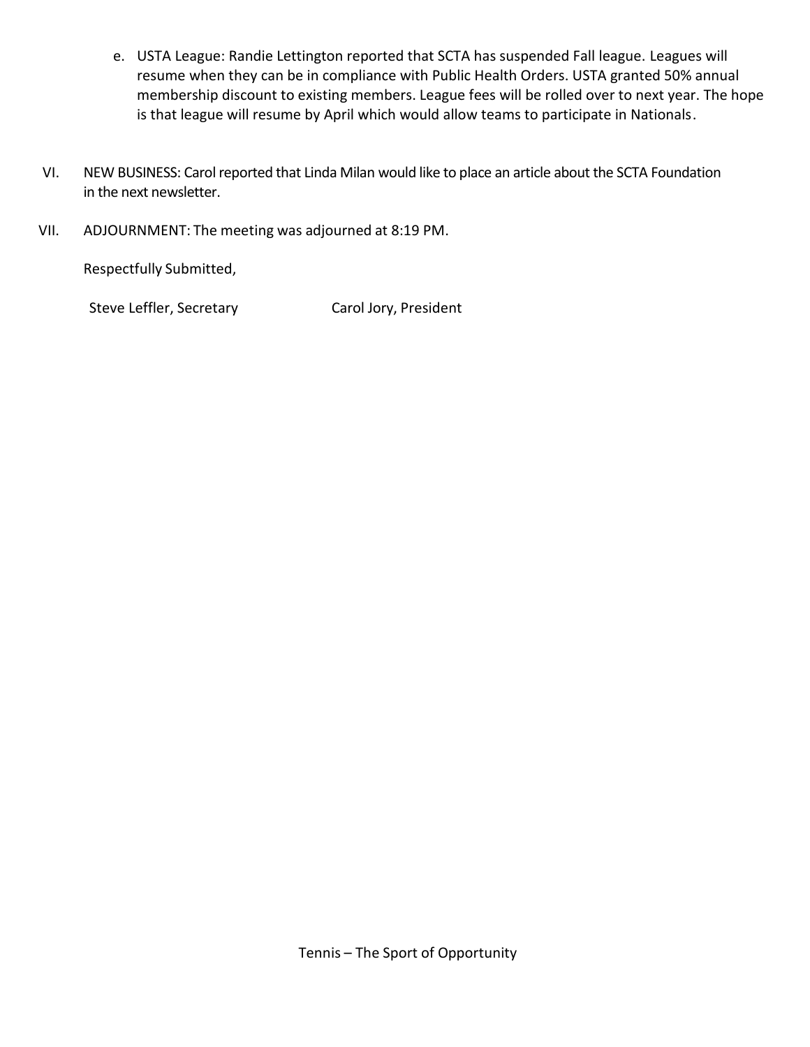e. USTA League: Randie Lettington reported that SCTA has suspended Fall league. Leagues will resume when they can be in compliance with Public Health Orders. USTA granted 50% annual membership discount to existing members. League fees will be rolled over to next year. The hope is that league will resume by April which would allow teams to participate in Nationals.

VI. NEW BUSINESS: Carol reported that Linda Milan would like to place an article about the SCTA Foundation in the next newsletter.

VII. ADJOURNMENT: The meeting was adjourned at 8:19 PM.

Respectfully Submitted,

Steve Leffler, Secretary Carol Jory, President

Tennis – The Sport of Opportunity